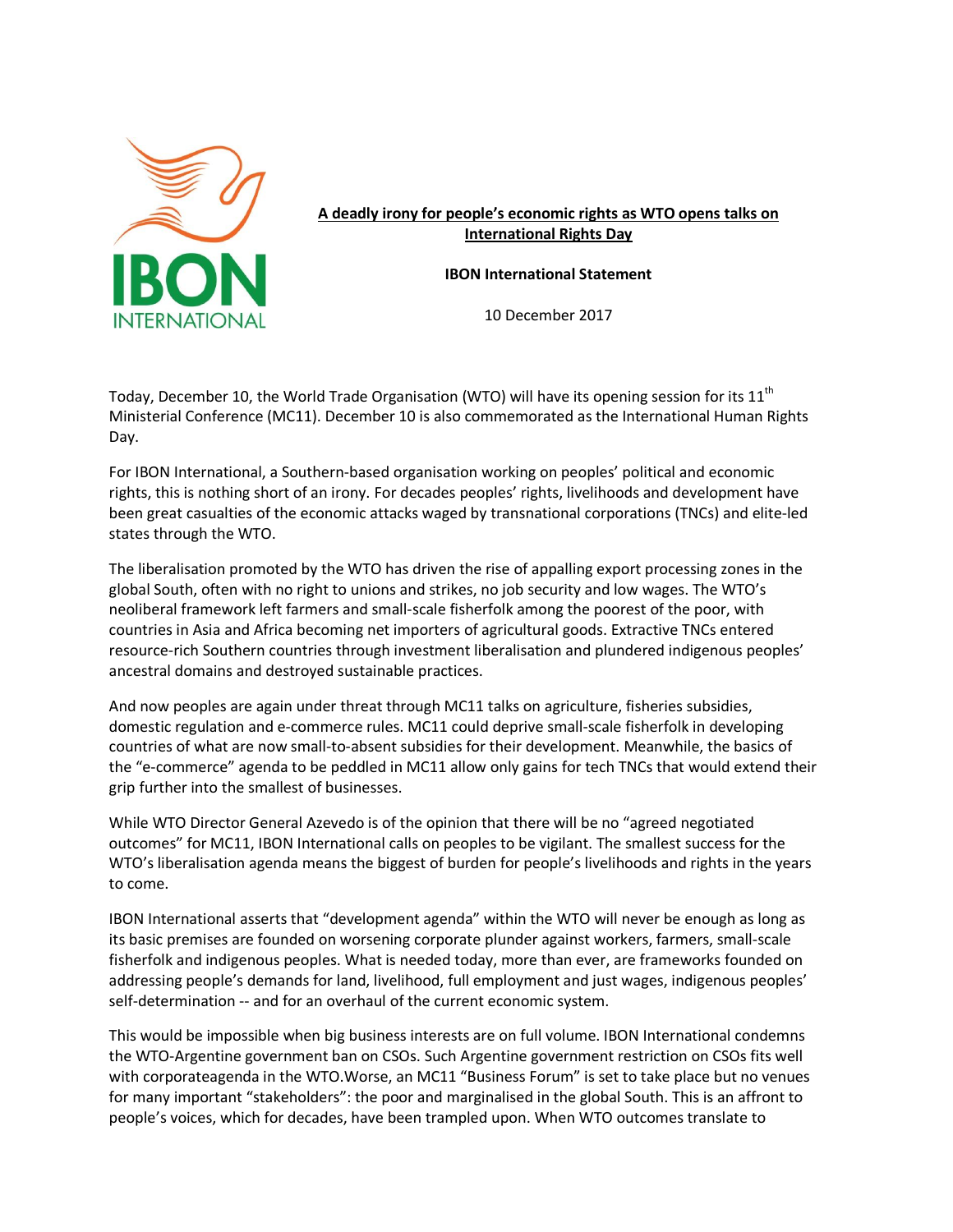IBON INTERNATIONAL

# A deadly irony for people's economic rights as WTO opens talks on International Rights Day

**IBON International Statement**

10 December 2017

Today, December 10, the World Trade Organisation (WTO) will have its opening session for its 11th Ministerial Conference (MC11). December 10 is also commemorated as the International Human Rights Day.

For IBON International, a Southern-based organisation working on peoples' political and economic rights, this is nothing short of an irony. For decades peoples' rights, livelihoods and development have been great casualties of the economic attacks waged by transnational corporations (TNCs) and elite-led states through the WTO.

The liberalisation promoted by the WTO has driven the rise of appalling export processing zones in the global South, often with no right to unions and strikes, no job security and low wages. The WTO's neoliberal framework left farmers and small-scale fisherfolk among the poorest of the poor, with countries in Asia and Africa becoming net importers of agricultural goods. Extractive TNCs entered resource-rich Southern countries through investment liberalisation and plundered indigenous peoples' ancestral domains and destroyed sustainable practices.

And now peoples are again under threat through MC11 talks on agriculture, fisheries subsidies, domestic regulation and e-commerce rules. MC11 could deprive small-scale fisherfolk in developing countries of what are now small-to-absent subsidies for their development. Meanwhile, the basics of the "e-commerce" agenda to be peddled in MC11 allow only gains for tech TNCs that would extend their grip further into the smallest of businesses.

While WTO Director General Azevedo is of the opinion that there will be no "agreed negotiated outcomes" for MC11, IBON International calls on peoples to be vigilant. The smallest success for the WTO's liberalisation agenda means the biggest of burden for people's livelihoods and rights in the years to come.

IBON International asserts that "development agenda" within the WTO will never be enough as long as its basic premises are founded on worsening corporate plunder against workers, farmers, small-scale fisherfolk and indigenous peoples. What is needed today, more than ever, are frameworks founded on addressing people's demands for land, livelihood, full employment and just wages, indigenous peoples' self-determination -- and for an overhaul of the current economic system.

This would be impossible when big business interests are on full volume. IBON International condemns the WTO-Argentine government ban on CSOs. Such Argentine government restriction on CSOs fits well with corporateagenda in the WTO.Worse, an MC11 "Business Forum" is set to take place but no venues for many important "stakeholders": the poor and marginalised in the global South. This is an affront to people's voices, which for decades, have been trampled upon. When WTO outcomes translate to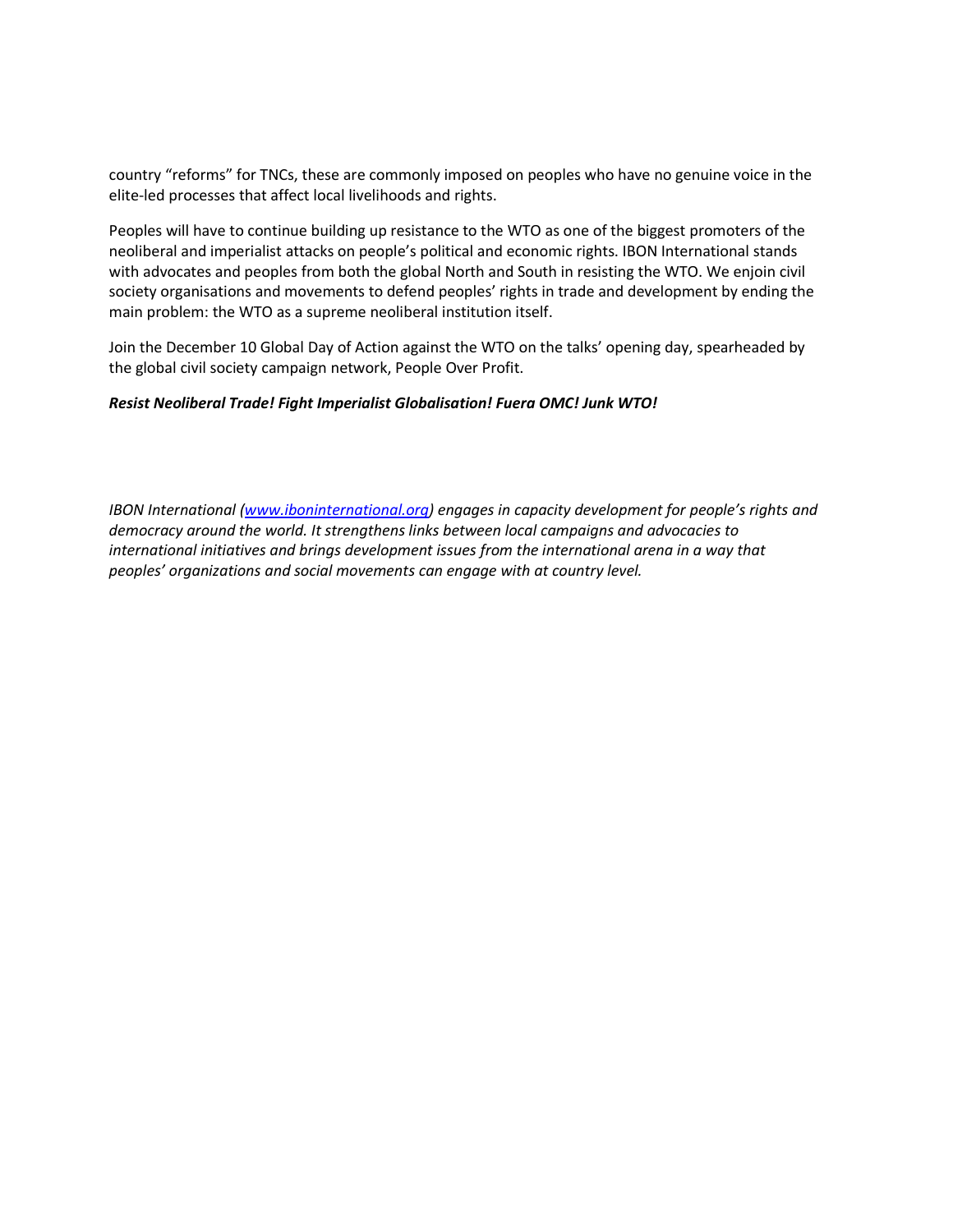country "reforms" for TNCs, these are commonly imposed on peoples who have no genuine voice in the elite-led processes that affect local livelihoods and rights.

Peoples will have to continue building up resistance to the WTO as one of the biggest promoters of the neoliberal and imperialist attacks on people's political and economic rights. IBON International stands with advocates and peoples from both the global North and South in resisting the WTO. We enjoin civil society organisations and movements to defend peoples' rights in trade and development by ending the main problem: the WTO as a supreme neoliberal institution itself.

Join the December 10 Global Day of Action against the WTO on the talks' opening day, spearheaded by the global civil society campaign network, People Over Profit.

***Resist Neoliberal Trade! Fight Imperialist Globalisation! Fuera OMC! Junk WTO!***

*IBON International ([www.iboninternational.org](http://www.iboninternational.org)) engages in capacity development for people's rights and democracy around the world. It strengthens links between local campaigns and advocacies to international initiatives and brings development issues from the international arena in a way that peoples' organizations and social movements can engage with at country level.*